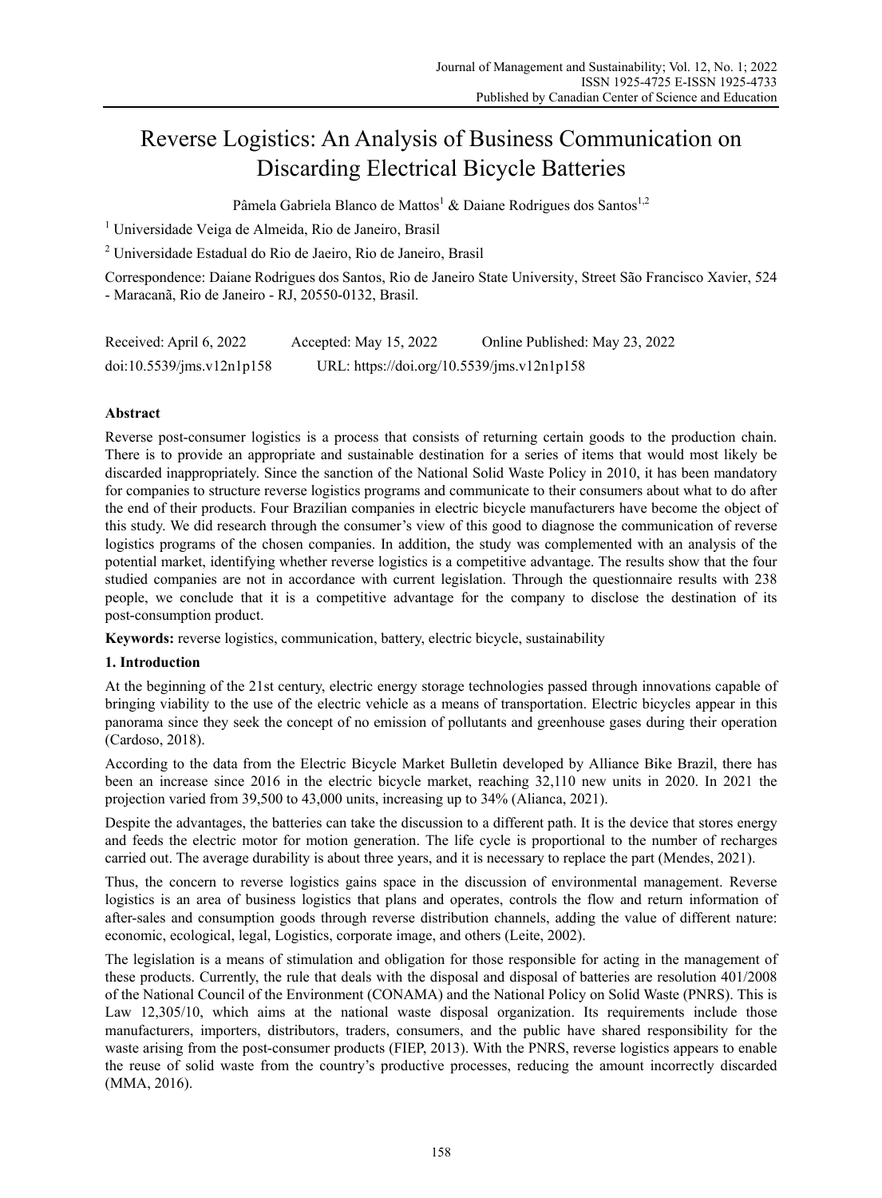# Reverse Logistics: An Analysis of Business Communication on Discarding Electrical Bicycle Batteries

Pâmela Gabriela Blanco de Mattos[1] & Daiane Rodrigues dos Santos[1,2]

[1] Universidade Veiga de Almeida, Rio de Janeiro, Brasil

[2] Universidade Estadual do Rio de Jaeiro, Rio de Janeiro, Brasil

Correspondence: Daiane Rodrigues dos Santos, Rio de Janeiro State University, Street São Francisco Xavier, 524 - Maracanã, Rio de Janeiro - RJ, 20550-0132, Brasil.

Received: April 6, 2022 Accepted: May 15, 2022 Online Published: May 23, 2022

doi:10.5539/jms.v12n1p158 URL: https://doi.org/10.5539/jms.v12n1p158

## Abstract

Reverse post-consumer logistics is a process that consists of returning certain goods to the production chain. There is to provide an appropriate and sustainable destination for a series of items that would most likely be discarded inappropriately. Since the sanction of the National Solid Waste Policy in 2010, it has been mandatory for companies to structure reverse logistics programs and communicate to their consumers about what to do after the end of their products. Four Brazilian companies in electric bicycle manufacturers have become the object of this study. We did research through the consumer's view of this good to diagnose the communication of reverse logistics programs of the chosen companies. In addition, the study was complemented with an analysis of the potential market, identifying whether reverse logistics is a competitive advantage. The results show that the four studied companies are not in accordance with current legislation. Through the questionnaire results with 238 people, we conclude that it is a competitive advantage for the company to disclose the destination of its post-consumption product.

**Keywords:** reverse logistics, communication, battery, electric bicycle, sustainability

## 1. Introduction

At the beginning of the 21st century, electric energy storage technologies passed through innovations capable of bringing viability to the use of the electric vehicle as a means of transportation. Electric bicycles appear in this panorama since they seek the concept of no emission of pollutants and greenhouse gases during their operation (Cardoso, 2018).

According to the data from the Electric Bicycle Market Bulletin developed by Alliance Bike Brazil, there has been an increase since 2016 in the electric bicycle market, reaching 32,110 new units in 2020. In 2021 the projection varied from 39,500 to 43,000 units, increasing up to 34% (Alianca, 2021).

Despite the advantages, the batteries can take the discussion to a different path. It is the device that stores energy and feeds the electric motor for motion generation. The life cycle is proportional to the number of recharges carried out. The average durability is about three years, and it is necessary to replace the part (Mendes, 2021).

Thus, the concern to reverse logistics gains space in the discussion of environmental management. Reverse logistics is an area of business logistics that plans and operates, controls the flow and return information of after-sales and consumption goods through reverse distribution channels, adding the value of different nature: economic, ecological, legal, Logistics, corporate image, and others (Leite, 2002).

The legislation is a means of stimulation and obligation for those responsible for acting in the management of these products. Currently, the rule that deals with the disposal and disposal of batteries are resolution 401/2008 of the National Council of the Environment (CONAMA) and the National Policy on Solid Waste (PNRS). This is Law 12,305/10, which aims at the national waste disposal organization. Its requirements include those manufacturers, importers, distributors, traders, consumers, and the public have shared responsibility for the waste arising from the post-consumer products (FIEP, 2013). With the PNRS, reverse logistics appears to enable the reuse of solid waste from the country's productive processes, reducing the amount incorrectly discarded (MMA, 2016).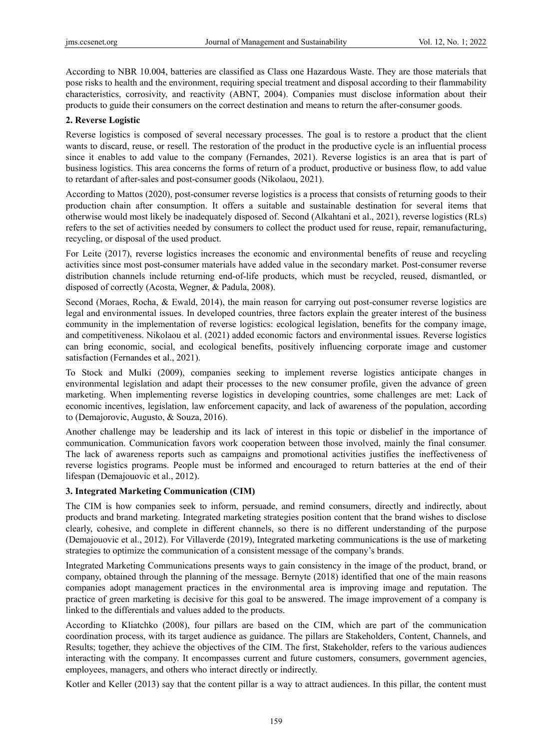According to NBR 10.004, batteries are classified as Class one Hazardous Waste. They are those materials that pose risks to health and the environment, requiring special treatment and disposal according to their flammability characteristics, corrosivity, and reactivity (ABNT, 2004). Companies must disclose information about their products to guide their consumers on the correct destination and means to return the after-consumer goods.

## 2. Reverse Logistic

Reverse logistics is composed of several necessary processes. The goal is to restore a product that the client wants to discard, reuse, or resell. The restoration of the product in the productive cycle is an influential process since it enables to add value to the company (Fernandes, 2021). Reverse logistics is an area that is part of business logistics. This area concerns the forms of return of a product, productive or business flow, to add value to retardant of after-sales and post-consumer goods (Nikolaou, 2021).

According to Mattos (2020), post-consumer reverse logistics is a process that consists of returning goods to their production chain after consumption. It offers a suitable and sustainable destination for several items that otherwise would most likely be inadequately disposed of. Second (Alkahtani et al., 2021), reverse logistics (RLs) refers to the set of activities needed by consumers to collect the product used for reuse, repair, remanufacturing, recycling, or disposal of the used product.

For Leite (2017), reverse logistics increases the economic and environmental benefits of reuse and recycling activities since most post-consumer materials have added value in the secondary market. Post-consumer reverse distribution channels include returning end-of-life products, which must be recycled, reused, dismantled, or disposed of correctly (Acosta, Wegner, & Padula, 2008).

Second (Moraes, Rocha, & Ewald, 2014), the main reason for carrying out post-consumer reverse logistics are legal and environmental issues. In developed countries, three factors explain the greater interest of the business community in the implementation of reverse logistics: ecological legislation, benefits for the company image, and competitiveness. Nikolaou et al. (2021) added economic factors and environmental issues. Reverse logistics can bring economic, social, and ecological benefits, positively influencing corporate image and customer satisfaction (Fernandes et al., 2021).

To Stock and Mulki (2009), companies seeking to implement reverse logistics anticipate changes in environmental legislation and adapt their processes to the new consumer profile, given the advance of green marketing. When implementing reverse logistics in developing countries, some challenges are met: Lack of economic incentives, legislation, law enforcement capacity, and lack of awareness of the population, according to (Demajorovic, Augusto, & Souza, 2016).

Another challenge may be leadership and its lack of interest in this topic or disbelief in the importance of communication. Communication favors work cooperation between those involved, mainly the final consumer. The lack of awareness reports such as campaigns and promotional activities justifies the ineffectiveness of reverse logistics programs. People must be informed and encouraged to return batteries at the end of their lifespan (Demajouovic et al., 2012).

## 3. Integrated Marketing Communication (CIM)

The CIM is how companies seek to inform, persuade, and remind consumers, directly and indirectly, about products and brand marketing. Integrated marketing strategies position content that the brand wishes to disclose clearly, cohesive, and complete in different channels, so there is no different understanding of the purpose (Demajouovic et al., 2012). For Villaverde (2019), Integrated marketing communications is the use of marketing strategies to optimize the communication of a consistent message of the company's brands.

Integrated Marketing Communications presents ways to gain consistency in the image of the product, brand, or company, obtained through the planning of the message. Bernyte (2018) identified that one of the main reasons companies adopt management practices in the environmental area is improving image and reputation. The practice of green marketing is decisive for this goal to be answered. The image improvement of a company is linked to the differentials and values added to the products.

According to Kliatchko (2008), four pillars are based on the CIM, which are part of the communication coordination process, with its target audience as guidance. The pillars are Stakeholders, Content, Channels, and Results; together, they achieve the objectives of the CIM. The first, Stakeholder, refers to the various audiences interacting with the company. It encompasses current and future customers, consumers, government agencies, employees, managers, and others who interact directly or indirectly.

Kotler and Keller (2013) say that the content pillar is a way to attract audiences. In this pillar, the content must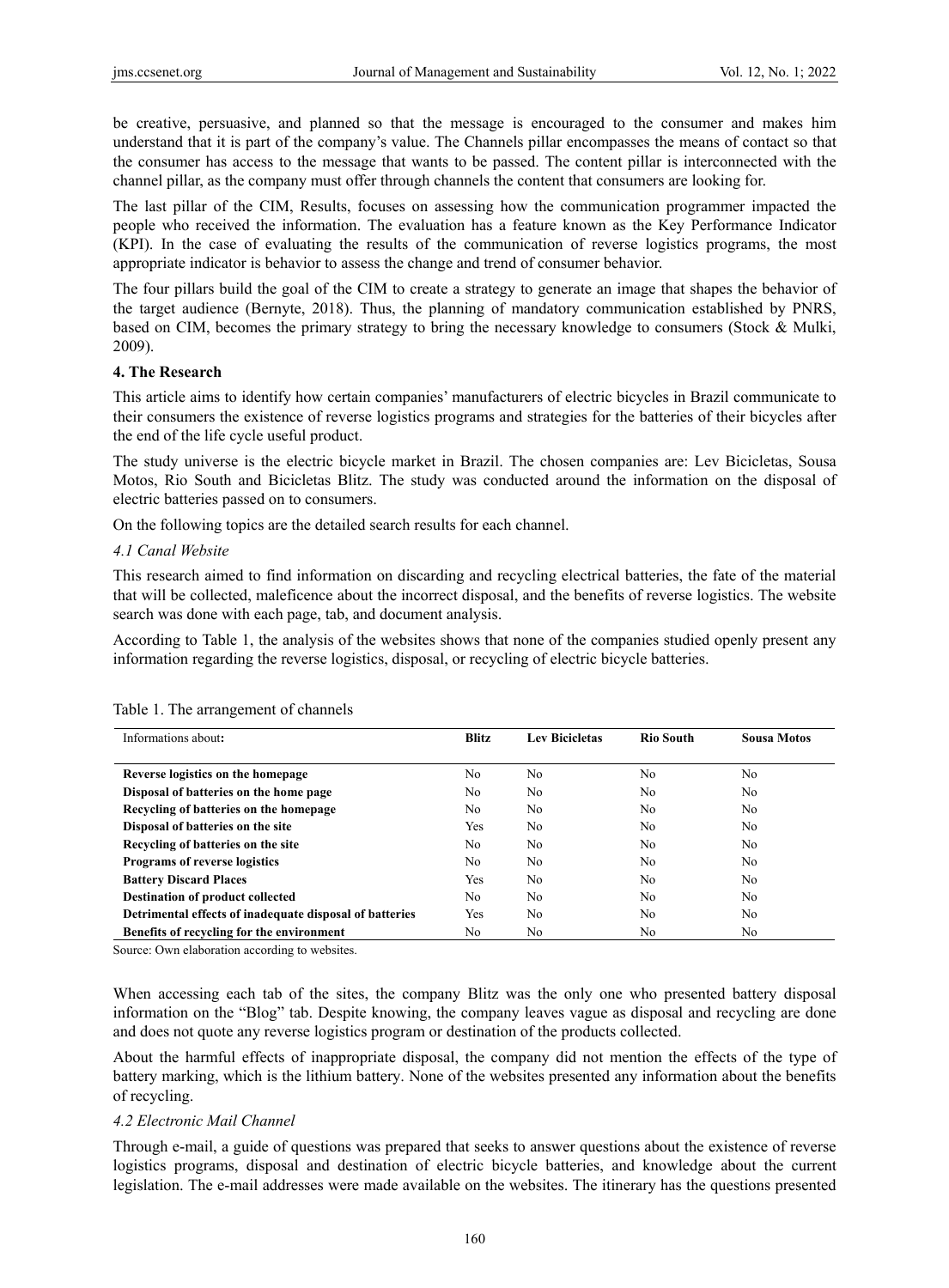be creative, persuasive, and planned so that the message is encouraged to the consumer and makes him understand that it is part of the company's value. The Channels pillar encompasses the means of contact so that the consumer has access to the message that wants to be passed. The content pillar is interconnected with the channel pillar, as the company must offer through channels the content that consumers are looking for.

The last pillar of the CIM, Results, focuses on assessing how the communication programmer impacted the people who received the information. The evaluation has a feature known as the Key Performance Indicator (KPI). In the case of evaluating the results of the communication of reverse logistics programs, the most appropriate indicator is behavior to assess the change and trend of consumer behavior.

The four pillars build the goal of the CIM to create a strategy to generate an image that shapes the behavior of the target audience (Bernyte, 2018). Thus, the planning of mandatory communication established by PNRS, based on CIM, becomes the primary strategy to bring the necessary knowledge to consumers (Stock & Mulki, 2009).

## 4. The Research

This article aims to identify how certain companies' manufacturers of electric bicycles in Brazil communicate to their consumers the existence of reverse logistics programs and strategies for the batteries of their bicycles after the end of the life cycle useful product.

The study universe is the electric bicycle market in Brazil. The chosen companies are: Lev Bicicletas, Sousa Motos, Rio South and Bicicletas Blitz. The study was conducted around the information on the disposal of electric batteries passed on to consumers.

On the following topics are the detailed search results for each channel.

### *4.1 Canal Website*

This research aimed to find information on discarding and recycling electrical batteries, the fate of the material that will be collected, maleficence about the incorrect disposal, and the benefits of reverse logistics. The website search was done with each page, tab, and document analysis.

According to Table 1, the analysis of the websites shows that none of the companies studied openly present any information regarding the reverse logistics, disposal, or recycling of electric bicycle batteries.

Table 1. The arrangement of channels

| Informations about: | Blitz | Lev Bicicletas | Rio South | Sousa Motos |
|---|---|---|---|---|
| **Reverse logistics on the homepage** | No | No | No | No |
| **Disposal of batteries on the home page** | No | No | No | No |
| **Recycling of batteries on the homepage** | No | No | No | No |
| **Disposal of batteries on the site** | Yes | No | No | No |
| **Recycling of batteries on the site** | No | No | No | No |
| **Programs of reverse logistics** | No | No | No | No |
| **Battery Discard Places** | Yes | No | No | No |
| **Destination of product collected** | No | No | No | No |
| **Detrimental effects of inadequate disposal of batteries** | Yes | No | No | No |
| **Benefits of recycling for the environment** | No | No | No | No |

Source: Own elaboration according to websites.

When accessing each tab of the sites, the company Blitz was the only one who presented battery disposal information on the "Blog" tab. Despite knowing, the company leaves vague as disposal and recycling are done and does not quote any reverse logistics program or destination of the products collected.

About the harmful effects of inappropriate disposal, the company did not mention the effects of the type of battery marking, which is the lithium battery. None of the websites presented any information about the benefits of recycling.

### *4.2 Electronic Mail Channel*

Through e-mail, a guide of questions was prepared that seeks to answer questions about the existence of reverse logistics programs, disposal and destination of electric bicycle batteries, and knowledge about the current legislation. The e-mail addresses were made available on the websites. The itinerary has the questions presented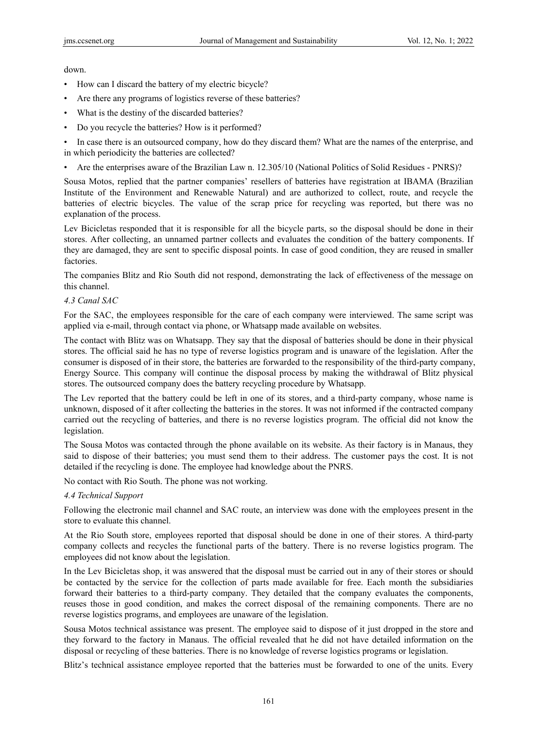down.

- How can I discard the battery of my electric bicycle?
- Are there any programs of logistics reverse of these batteries?
- What is the destiny of the discarded batteries?
- Do you recycle the batteries? How is it performed?
- In case there is an outsourced company, how do they discard them? What are the names of the enterprise, and in which periodicity the batteries are collected?
- Are the enterprises aware of the Brazilian Law n. 12.305/10 (National Politics of Solid Residues - PNRS)?

Sousa Motos, replied that the partner companies' resellers of batteries have registration at IBAMA (Brazilian Institute of the Environment and Renewable Natural) and are authorized to collect, route, and recycle the batteries of electric bicycles. The value of the scrap price for recycling was reported, but there was no explanation of the process.

Lev Bicicletas responded that it is responsible for all the bicycle parts, so the disposal should be done in their stores. After collecting, an unnamed partner collects and evaluates the condition of the battery components. If they are damaged, they are sent to specific disposal points. In case of good condition, they are reused in smaller factories.

The companies Blitz and Rio South did not respond, demonstrating the lack of effectiveness of the message on this channel.

### *4.3 Canal SAC*

For the SAC, the employees responsible for the care of each company were interviewed. The same script was applied via e-mail, through contact via phone, or Whatsapp made available on websites.

The contact with Blitz was on Whatsapp. They say that the disposal of batteries should be done in their physical stores. The official said he has no type of reverse logistics program and is unaware of the legislation. After the consumer is disposed of in their store, the batteries are forwarded to the responsibility of the third-party company, Energy Source. This company will continue the disposal process by making the withdrawal of Blitz physical stores. The outsourced company does the battery recycling procedure by Whatsapp.

The Lev reported that the battery could be left in one of its stores, and a third-party company, whose name is unknown, disposed of it after collecting the batteries in the stores. It was not informed if the contracted company carried out the recycling of batteries, and there is no reverse logistics program. The official did not know the legislation.

The Sousa Motos was contacted through the phone available on its website. As their factory is in Manaus, they said to dispose of their batteries; you must send them to their address. The customer pays the cost. It is not detailed if the recycling is done. The employee had knowledge about the PNRS.

No contact with Rio South. The phone was not working.

### *4.4 Technical Support*

Following the electronic mail channel and SAC route, an interview was done with the employees present in the store to evaluate this channel.

At the Rio South store, employees reported that disposal should be done in one of their stores. A third-party company collects and recycles the functional parts of the battery. There is no reverse logistics program. The employees did not know about the legislation.

In the Lev Bicicletas shop, it was answered that the disposal must be carried out in any of their stores or should be contacted by the service for the collection of parts made available for free. Each month the subsidiaries forward their batteries to a third-party company. They detailed that the company evaluates the components, reuses those in good condition, and makes the correct disposal of the remaining components. There are no reverse logistics programs, and employees are unaware of the legislation.

Sousa Motos technical assistance was present. The employee said to dispose of it just dropped in the store and they forward to the factory in Manaus. The official revealed that he did not have detailed information on the disposal or recycling of these batteries. There is no knowledge of reverse logistics programs or legislation.

Blitz's technical assistance employee reported that the batteries must be forwarded to one of the units. Every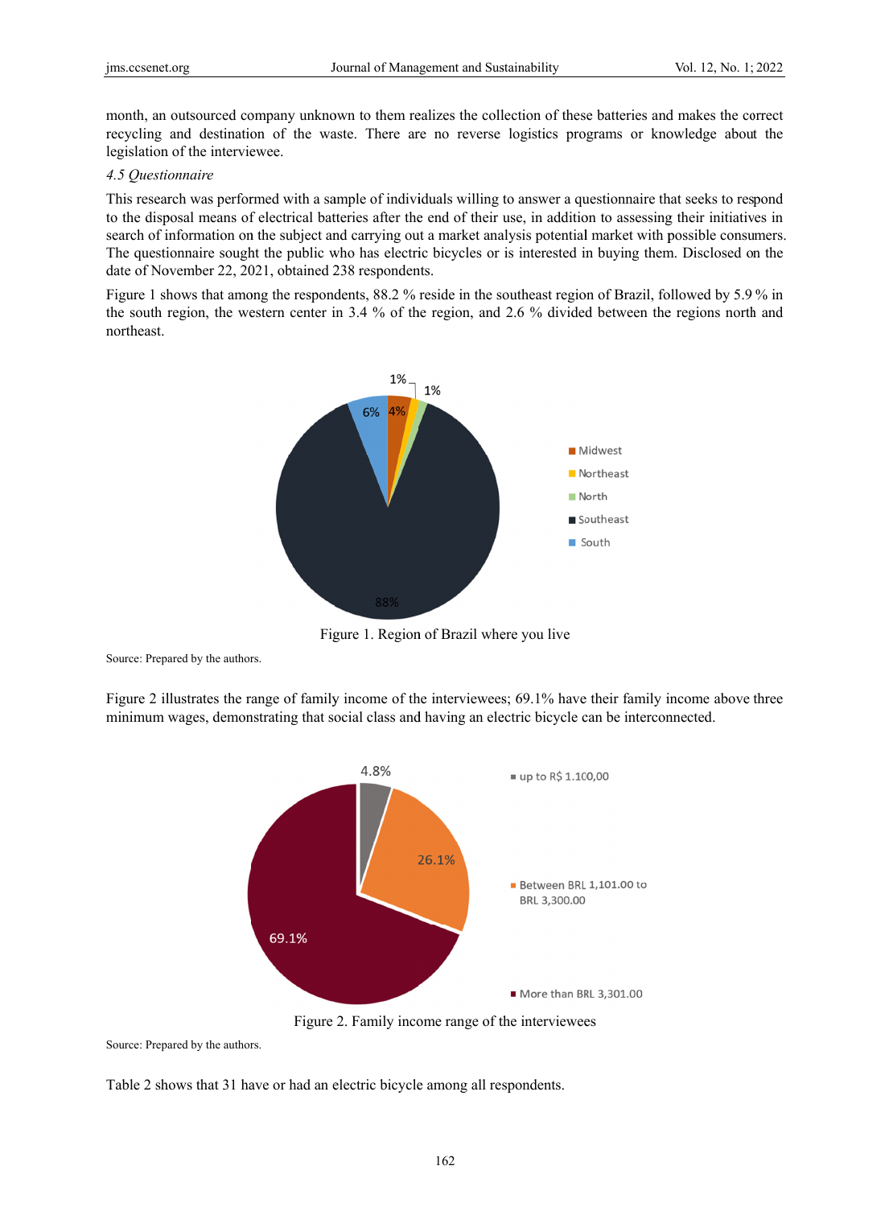month, an outsourced company unknown to them realizes the collection of these batteries and makes the correct recycling and destination of the waste. There are no reverse logistics programs or knowledge about the legislation of the interviewee.

### *4.5 Questionnaire*

This research was performed with a sample of individuals willing to answer a questionnaire that seeks to respond to the disposal means of electrical batteries after the end of their use, in addition to assessing their initiatives in search of information on the subject and carrying out a market analysis potential market with possible consumers. The questionnaire sought the public who has electric bicycles or is interested in buying them. Disclosed on the date of November 22, 2021, obtained 238 respondents.

Figure 1 shows that among the respondents, 88.2 % reside in the southeast region of Brazil, followed by 5.9 % in the south region, the western center in 3.4 % of the region, and 2.6 % divided between the regions north and northeast.

Figure 1. Region of Brazil where you live

Source: Prepared by the authors.

Figure 2 illustrates the range of family income of the interviewees; 69.1% have their family income above three minimum wages, demonstrating that social class and having an electric bicycle can be interconnected.

Figure 2. Family income range of the interviewees

Source: Prepared by the authors.

Table 2 shows that 31 have or had an electric bicycle among all respondents.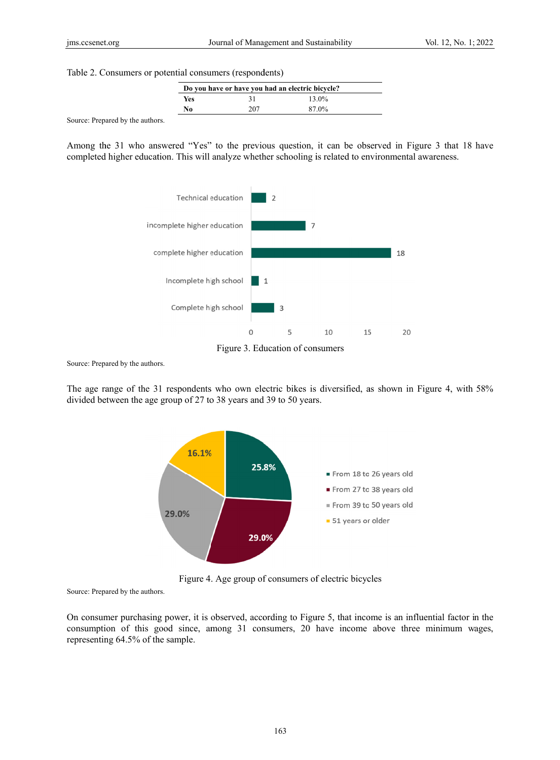Table 2. Consumers or potential consumers (respondents)

| Do you have or have you had an electric bicycle? | | |
|---|---|---|
| **Yes** | 31 | 13.0% |
| **No** | 207 | 87.0% |

Source: Prepared by the authors.

Among the 31 who answered "Yes" to the previous question, it can be observed in Figure 3 that 18 have completed higher education. This will analyze whether schooling is related to environmental awareness.

| Education | Consumers |
|---|---|
| Technical education | 2 |
| incomplete higher education | 7 |
| complete higher education | 18 |
| Incomplete high school | 1 |
| Complete high school | 3 |

Figure 3. Education of consumers

Source: Prepared by the authors.

The age range of the 31 respondents who own electric bikes is diversified, as shown in Figure 4, with 58% divided between the age group of 27 to 38 years and 39 to 50 years.

| Age group | % |
|---|---|
| From 18 to 26 years old | 25.8% |
| From 27 to 38 years old | 29.0% |
| From 39 to 50 years old | 29.0% |
| 51 years or older | 16.1% |

Figure 4. Age group of consumers of electric bicycles

Source: Prepared by the authors.

On consumer purchasing power, it is observed, according to Figure 5, that income is an influential factor in the consumption of this good since, among 31 consumers, 20 have income above three minimum wages, representing 64.5% of the sample.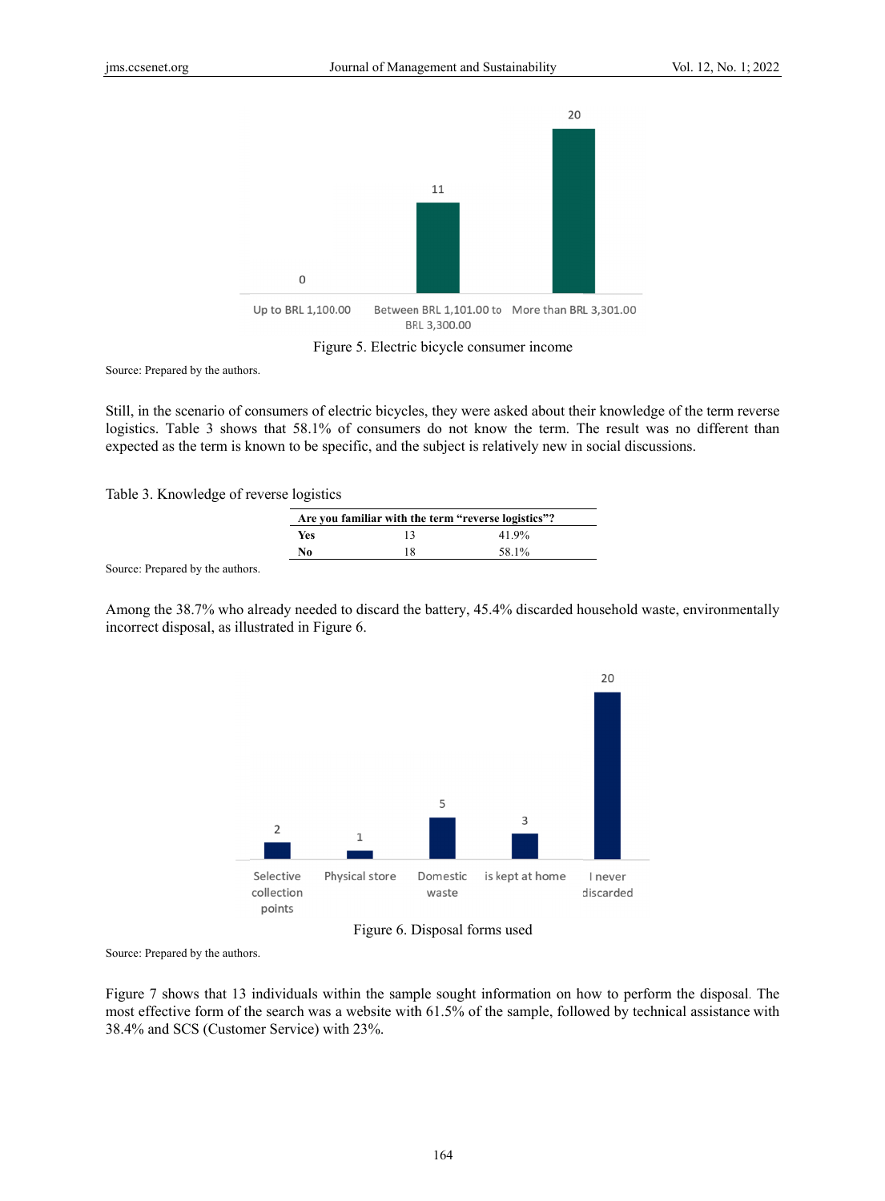Figure 5. Electric bicycle consumer income

Source: Prepared by the authors.

Still, in the scenario of consumers of electric bicycles, they were asked about their knowledge of the term reverse logistics. Table 3 shows that 58.1% of consumers do not know the term. The result was no different than expected as the term is known to be specific, and the subject is relatively new in social discussions.

Table 3. Knowledge of reverse logistics

| Are you familiar with the term "reverse logistics"? | | |
|---|---|---|
| **Yes** | 13 | 41.9% |
| **No** | 18 | 58.1% |

Source: Prepared by the authors.

Among the 38.7% who already needed to discard the battery, 45.4% discarded household waste, environmentally incorrect disposal, as illustrated in Figure 6.

Figure 6. Disposal forms used

Source: Prepared by the authors.

Figure 7 shows that 13 individuals within the sample sought information on how to perform the disposal. The most effective form of the search was a website with 61.5% of the sample, followed by technical assistance with 38.4% and SCS (Customer Service) with 23%.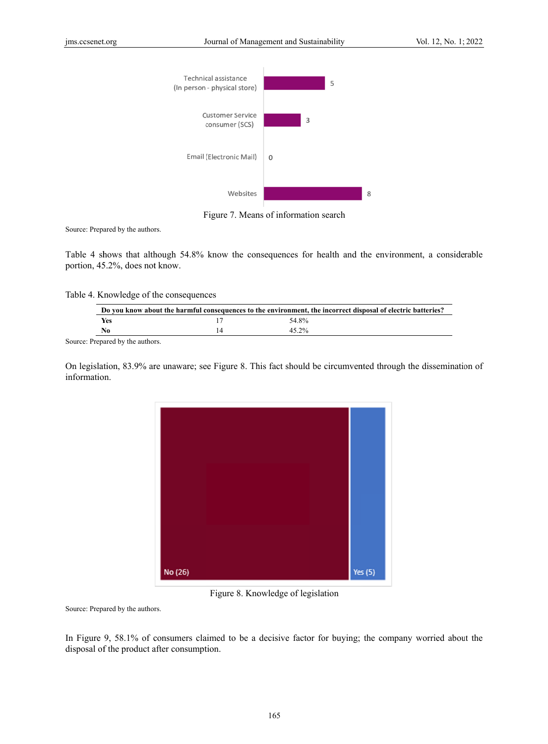Figure 7. Means of information search

Source: Prepared by the authors.

Table 4 shows that although 54.8% know the consequences for health and the environment, a considerable portion, 45.2%, does not know.

Table 4. Knowledge of the consequences

| Do you know about the harmful consequences to the environment, the incorrect disposal of electric batteries? | | |
|---|---|---|
| **Yes** | 17 | 54.8% |
| **No** | 14 | 45.2% |

Source: Prepared by the authors.

On legislation, 83.9% are unaware; see Figure 8. This fact should be circumvented through the dissemination of information.

Figure 8. Knowledge of legislation

Source: Prepared by the authors.

In Figure 9, 58.1% of consumers claimed to be a decisive factor for buying; the company worried about the disposal of the product after consumption.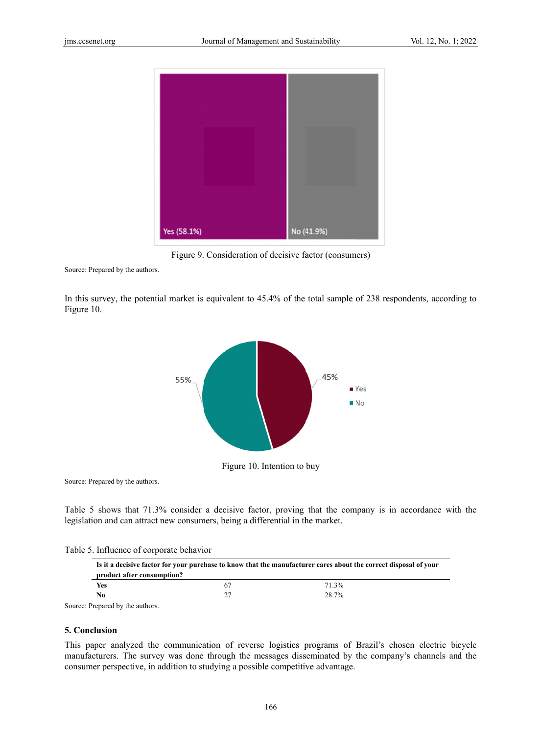Figure 9. Consideration of decisive factor (consumers)

Source: Prepared by the authors.

In this survey, the potential market is equivalent to 45.4% of the total sample of 238 respondents, according to Figure 10.

Figure 10. Intention to buy

Source: Prepared by the authors.

Table 5 shows that 71.3% consider a decisive factor, proving that the company is in accordance with the legislation and can attract new consumers, being a differential in the market.

Table 5. Influence of corporate behavior

| Is it a decisive factor for your purchase to know that the manufacturer cares about the correct disposal of your product after consumption? | | |
|---|---|---|
| **Yes** | 67 | 71.3% |
| **No** | 27 | 28.7% |

Source: Prepared by the authors.

## 5. Conclusion

This paper analyzed the communication of reverse logistics programs of Brazil's chosen electric bicycle manufacturers. The survey was done through the messages disseminated by the company's channels and the consumer perspective, in addition to studying a possible competitive advantage.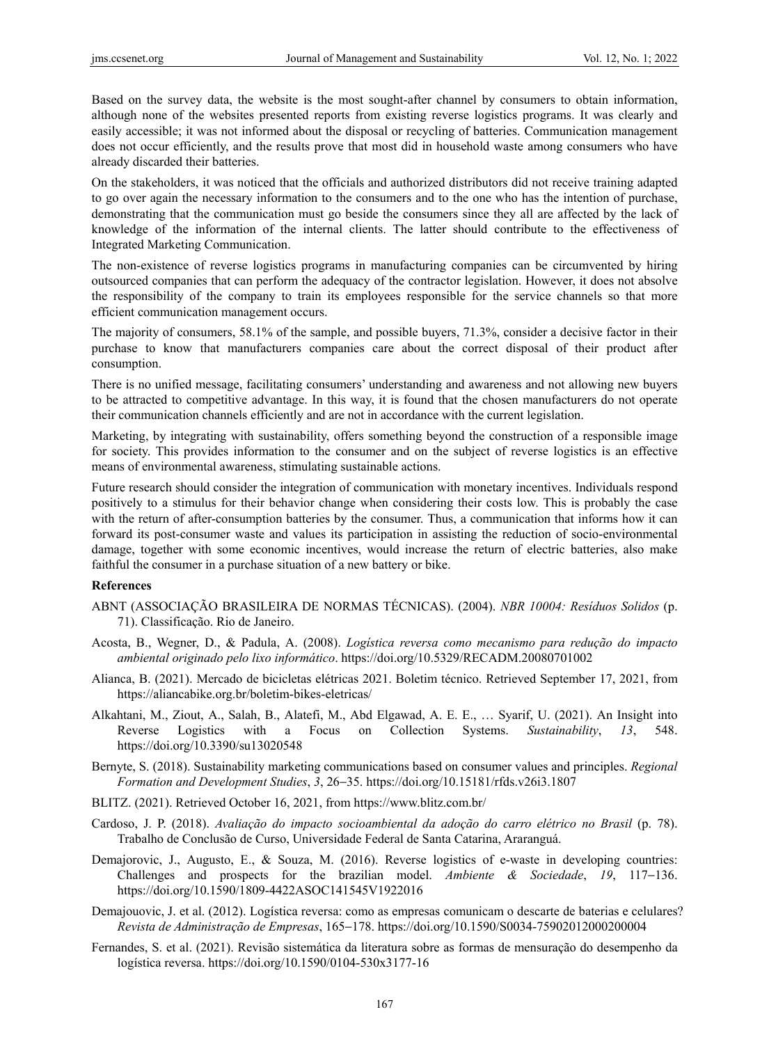Based on the survey data, the website is the most sought-after channel by consumers to obtain information, although none of the websites presented reports from existing reverse logistics programs. It was clearly and easily accessible; it was not informed about the disposal or recycling of batteries. Communication management does not occur efficiently, and the results prove that most did in household waste among consumers who have already discarded their batteries.

On the stakeholders, it was noticed that the officials and authorized distributors did not receive training adapted to go over again the necessary information to the consumers and to the one who has the intention of purchase, demonstrating that the communication must go beside the consumers since they all are affected by the lack of knowledge of the information of the internal clients. The latter should contribute to the effectiveness of Integrated Marketing Communication.

The non-existence of reverse logistics programs in manufacturing companies can be circumvented by hiring outsourced companies that can perform the adequacy of the contractor legislation. However, it does not absolve the responsibility of the company to train its employees responsible for the service channels so that more efficient communication management occurs.

The majority of consumers, 58.1% of the sample, and possible buyers, 71.3%, consider a decisive factor in their purchase to know that manufacturers companies care about the correct disposal of their product after consumption.

There is no unified message, facilitating consumers' understanding and awareness and not allowing new buyers to be attracted to competitive advantage. In this way, it is found that the chosen manufacturers do not operate their communication channels efficiently and are not in accordance with the current legislation.

Marketing, by integrating with sustainability, offers something beyond the construction of a responsible image for society. This provides information to the consumer and on the subject of reverse logistics is an effective means of environmental awareness, stimulating sustainable actions.

Future research should consider the integration of communication with monetary incentives. Individuals respond positively to a stimulus for their behavior change when considering their costs low. This is probably the case with the return of after-consumption batteries by the consumer. Thus, a communication that informs how it can forward its post-consumer waste and values its participation in assisting the reduction of socio-environmental damage, together with some economic incentives, would increase the return of electric batteries, also make faithful the consumer in a purchase situation of a new battery or bike.

## References

ABNT (ASSOCIAÇÃO BRASILEIRA DE NORMAS TÉCNICAS). (2004). *NBR 10004: Resíduos Solidos* (p. 71). Classificação. Rio de Janeiro.

Acosta, B., Wegner, D., & Padula, A. (2008). *Logística reversa como mecanismo para redução do impacto ambiental originado pelo lixo informático*. https://doi.org/10.5329/RECADM.20080701002

Alianca, B. (2021). Mercado de bicicletas elétricas 2021. Boletim técnico. Retrieved September 17, 2021, from https://aliancabike.org.br/boletim-bikes-eletricas/

Alkahtani, M., Ziout, A., Salah, B., Alatefi, M., Abd Elgawad, A. E. E., … Syarif, U. (2021). An Insight into Reverse Logistics with a Focus on Collection Systems. *Sustainability*, *13*, 548. https://doi.org/10.3390/su13020548

Bernyte, S. (2018). Sustainability marketing communications based on consumer values and principles. *Regional Formation and Development Studies*, *3*, 26–35. https://doi.org/10.15181/rfds.v26i3.1807

BLITZ. (2021). Retrieved October 16, 2021, from https://www.blitz.com.br/

Cardoso, J. P. (2018). *Avaliação do impacto socioambiental da adoção do carro elétrico no Brasil* (p. 78). Trabalho de Conclusão de Curso, Universidade Federal de Santa Catarina, Araranguá.

Demajorovic, J., Augusto, E., & Souza, M. (2016). Reverse logistics of e-waste in developing countries: Challenges and prospects for the brazilian model. *Ambiente & Sociedade*, *19*, 117–136. https://doi.org/10.1590/1809-4422ASOC141545V1922016

Demajouovic, J. et al. (2012). Logística reversa: como as empresas comunicam o descarte de baterias e celulares? *Revista de Administração de Empresas*, 165–178. https://doi.org/10.1590/S0034-75902012000200004

Fernandes, S. et al. (2021). Revisão sistemática da literatura sobre as formas de mensuração do desempenho da logística reversa. https://doi.org/10.1590/0104-530x3177-16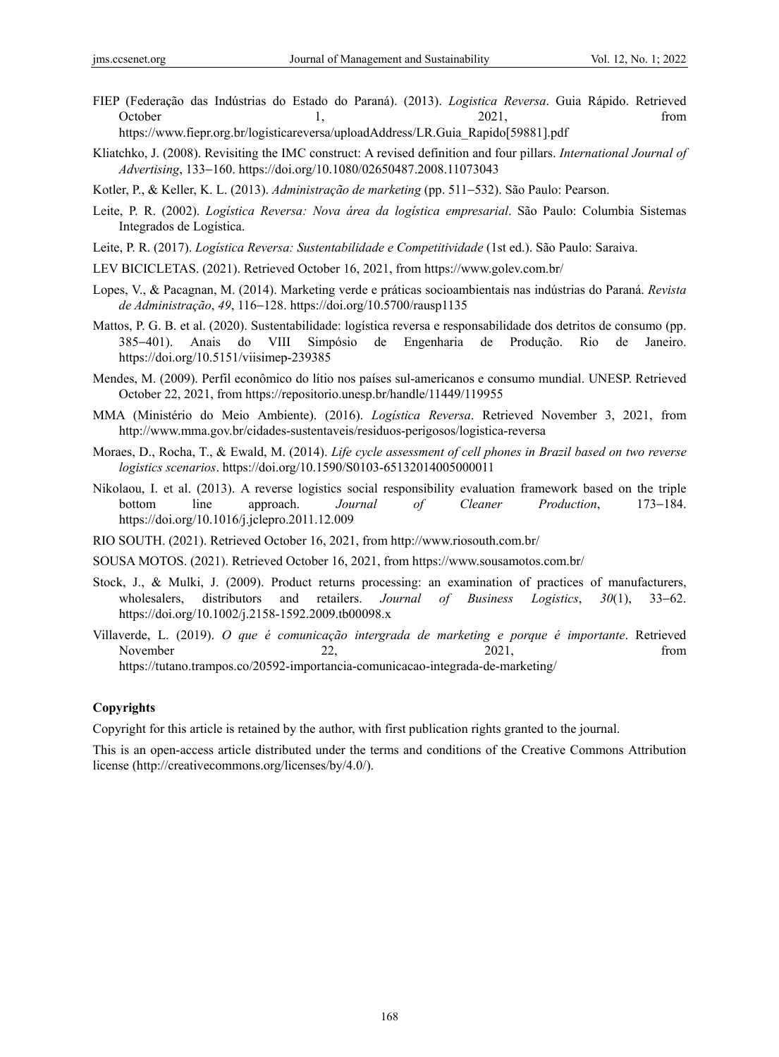FIEP (Federação das Indústrias do Estado do Paraná). (2013). *Logistica Reversa*. Guia Rápido. Retrieved October 1, 2021, from https://www.fiepr.org.br/logisticareversa/uploadAddress/LR.Guia_Rapido[59881].pdf

Kliatchko, J. (2008). Revisiting the IMC construct: A revised definition and four pillars. *International Journal of Advertising*, 133−160. https://doi.org/10.1080/02650487.2008.11073043

Kotler, P., & Keller, K. L. (2013). *Administração de marketing* (pp. 511−532). São Paulo: Pearson.

Leite, P. R. (2002). *Logística Reversa: Nova área da logística empresarial*. São Paulo: Columbia Sistemas Integrados de Logística.

Leite, P. R. (2017). *Logística Reversa: Sustentabilidade e Competitividade* (1st ed.). São Paulo: Saraiva.

LEV BICICLETAS. (2021). Retrieved October 16, 2021, from https://www.golev.com.br/

Lopes, V., & Pacagnan, M. (2014). Marketing verde e práticas socioambientais nas indústrias do Paraná. *Revista de Administração*, *49*, 116−128. https://doi.org/10.5700/rausp1135

Mattos, P. G. B. et al. (2020). Sustentabilidade: logística reversa e responsabilidade dos detritos de consumo (pp. 385−401). Anais do VIII Simpósio de Engenharia de Produção. Rio de Janeiro. https://doi.org/10.5151/viiisimep-239385

Mendes, M. (2009). Perfil econômico do lítio nos países sul-americanos e consumo mundial. UNESP. Retrieved October 22, 2021, from https://repositorio.unesp.br/handle/11449/119955

MMA (Ministério do Meio Ambiente). (2016). *Logística Reversa*. Retrieved November 3, 2021, from http://www.mma.gov.br/cidades-sustentaveis/residuos-perigosos/logistica-reversa

Moraes, D., Rocha, T., & Ewald, M. (2014). *Life cycle assessment of cell phones in Brazil based on two reverse logistics scenarios*. https://doi.org/10.1590/S0103-65132014005000011

Nikolaou, I. et al. (2013). A reverse logistics social responsibility evaluation framework based on the triple bottom line approach. *Journal of Cleaner Production*, 173−184. https://doi.org/10.1016/j.jclepro.2011.12.009

RIO SOUTH. (2021). Retrieved October 16, 2021, from http://www.riosouth.com.br/

SOUSA MOTOS. (2021). Retrieved October 16, 2021, from https://www.sousamotos.com.br/

Stock, J., & Mulki, J. (2009). Product returns processing: an examination of practices of manufacturers, wholesalers, distributors and retailers. *Journal of Business Logistics*, *30*(1), 33−62. https://doi.org/10.1002/j.2158-1592.2009.tb00098.x

Villaverde, L. (2019). *O que é comunicação intergrada de marketing e porque é importante*. Retrieved November 22, 2021, from https://tutano.trampos.co/20592-importancia-comunicacao-integrada-de-marketing/

**Copyrights**

Copyright for this article is retained by the author, with first publication rights granted to the journal.

This is an open-access article distributed under the terms and conditions of the Creative Commons Attribution license (http://creativecommons.org/licenses/by/4.0/).